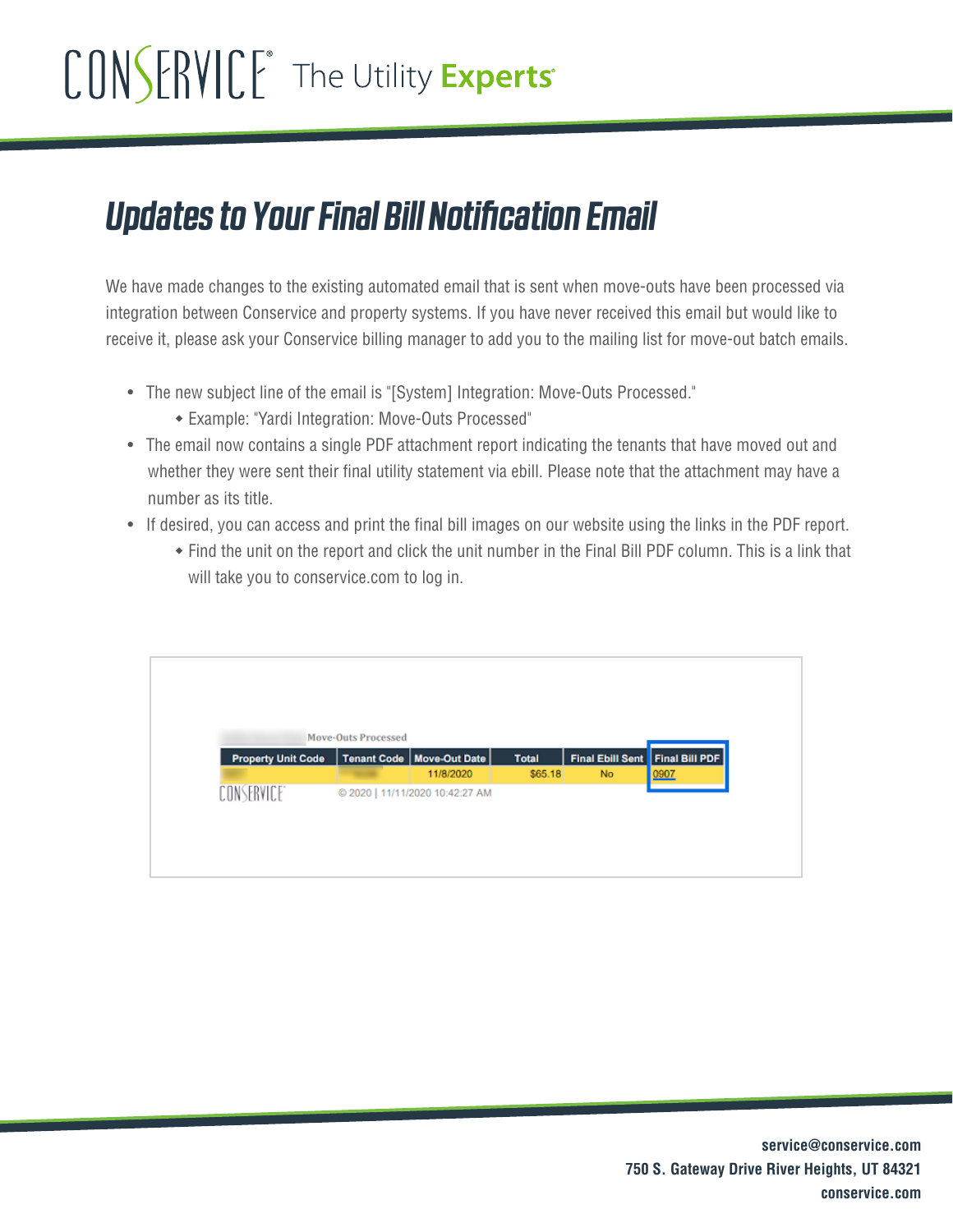# Updates to Your Final Bill Notification Email

We have made changes to the existing automated email that is sent when move-outs have been processed via integration between Conservice and property systems. If you have never received this email but would like to receive it, please ask your Conservice billing manager to add you to the mailing list for move-out batch emails.

- The new subject line of the email is "[System] Integration: Move-Outs Processed."
  - Example: "Yardi Integration: Move-Outs Processed"
- The email now contains a single PDF attachment report indicating the tenants that have moved out and whether they were sent their final utility statement via ebill. Please note that the attachment may have a number as its title.
- If desired, you can access and print the final bill images on our website using the links in the PDF report.
  - Find the unit on the report and click the unit number in the Final Bill PDF column. This is a link that will take you to conservice.com to log in.

Move-Outs Processed

| Property Unit Code | Tenant Code | Move-Out Date | Total | Final Ebill Sent | Final Bill PDF |
|---|---|---|---|---|---|
| | | 11/8/2020 | $65.18 | No | 0907 |

CONSERVICE © 2020 | 11/11/2020 10:42:27 AM

service@conservice.com
750 S. Gateway Drive River Heights, UT 84321
conservice.com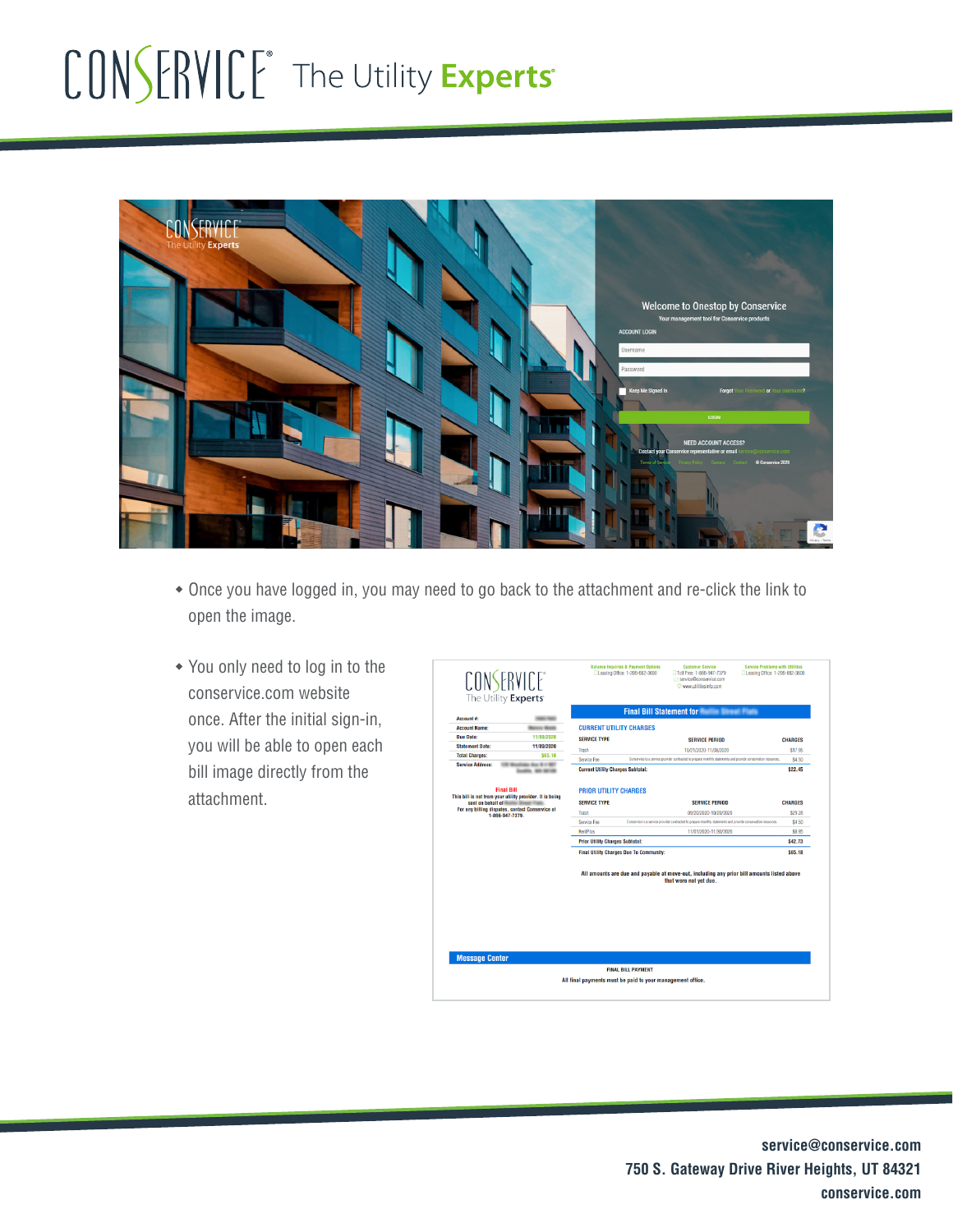# CONSERVICE The Utility Experts

- Once you have logged in, you may need to go back to the attachment and re-click the link to open the image.

- You only need to log in to the conservice.com website once. After the initial sign-in, you will be able to open each bill image directly from the attachment.

**service@conservice.com**
**750 S. Gateway Drive River Heights, UT 84321**
**conservice.com**